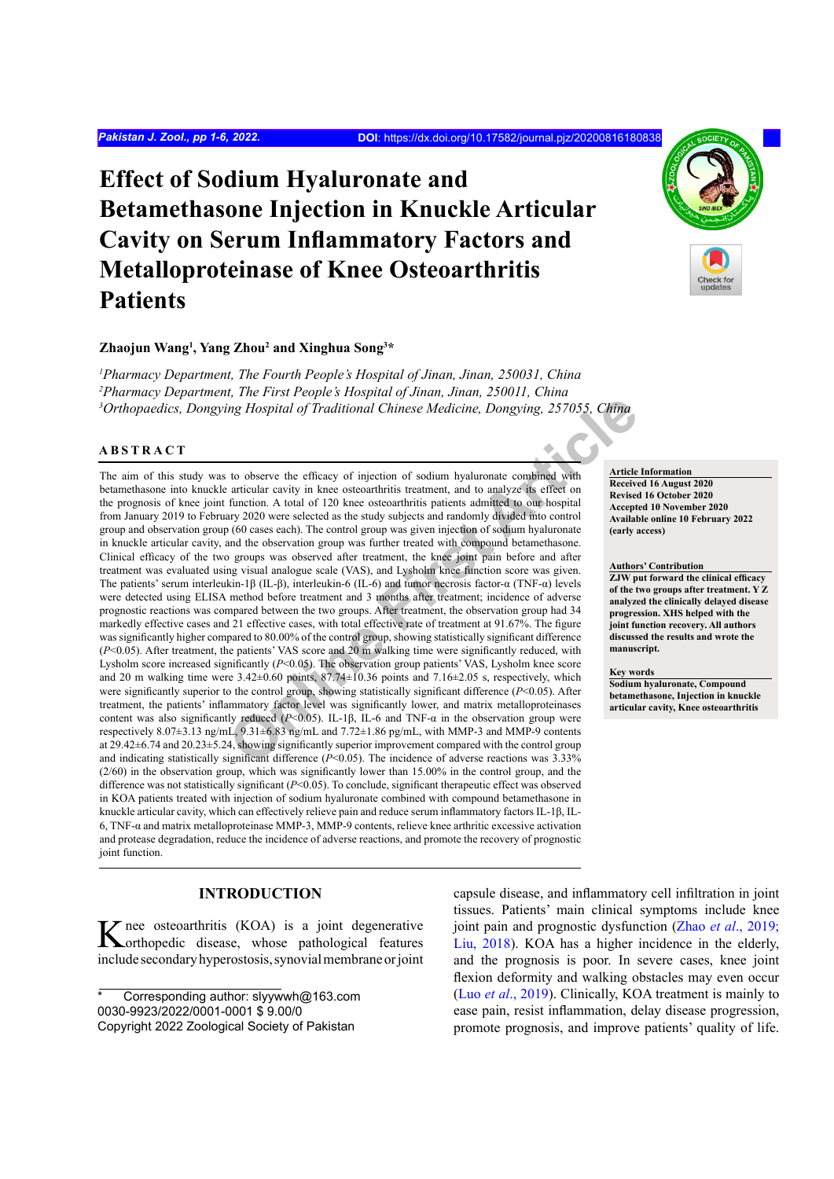# Effect of Sodium Hyaluronate and Betamethasone Injection in Knuckle Articular Cavity on Serum Inflammatory Factors and Metalloproteinase of Knee Osteoarthritis Patients

**Zhaojun Wang[1], Yang Zhou[2] and Xinghua Song[3]***

*[1]Pharmacy Department, The Fourth People's Hospital of Jinan, Jinan, 250031, China*
*[2]Pharmacy Department, The First People's Hospital of Jinan, Jinan, 250011, China*
*[3]Orthopaedics, Dongying Hospital of Traditional Chinese Medicine, Dongying, 257055, China*

## ABSTRACT

The aim of this study was to observe the efficacy of injection of sodium hyaluronate combined with betamethasone into knuckle articular cavity in knee osteoarthritis treatment, and to analyze its effect on the prognosis of knee joint function. A total of 120 knee osteoarthritis patients admitted to our hospital from January 2019 to February 2020 were selected as the study subjects and randomly divided into control group and observation group (60 cases each). The control group was given injection of sodium hyaluronate in knuckle articular cavity, and the observation group was further treated with compound betamethasone. Clinical efficacy of the two groups was observed after treatment, the knee joint pain before and after treatment was evaluated using visual analogue scale (VAS), and Lysholm knee function score was given. The patients' serum interleukin-1β (IL-β), interleukin-6 (IL-6) and tumor necrosis factor-α (TNF-α) levels were detected using ELISA method before treatment and 3 months after treatment; incidence of adverse prognostic reactions was compared between the two groups. After treatment, the observation group had 34 markedly effective cases and 21 effective cases, with total effective rate of treatment at 91.67%. The figure was significantly higher compared to 80.00% of the control group, showing statistically significant difference ($P<0.05$). After treatment, the patients' VAS score and 20 m walking time were significantly reduced, with Lysholm score increased significantly ($P<0.05$). The observation group patients' VAS, Lysholm knee score and 20 m walking time were 3.42±0.60 points, 87.74±10.36 points and 7.16±2.05 s, respectively, which were significantly superior to the control group, showing statistically significant difference ($P<0.05$). After treatment, the patients' inflammatory factor level was significantly lower, and matrix metalloproteinases content was also significantly reduced ($P<0.05$). IL-1β, IL-6 and TNF-α in the observation group were respectively 8.07±3.13 ng/mL, 9.31±6.83 ng/mL and 7.72±1.86 pg/mL, with MMP-3 and MMP-9 contents at 29.42±6.74 and 20.23±5.24, showing significantly superior improvement compared with the control group and indicating statistically significant difference ($P<0.05$). The incidence of adverse reactions was 3.33% (2/60) in the observation group, which was significantly lower than 15.00% in the control group, and the difference was not statistically significant ($P<0.05$). To conclude, significant therapeutic effect was observed in KOA patients treated with injection of sodium hyaluronate combined with compound betamethasone in knuckle articular cavity, which can effectively relieve pain and reduce serum inflammatory factors IL-1β, IL-6, TNF-α and matrix metalloproteinase MMP-3, MMP-9 contents, relieve knee arthritic excessive activation and protease degradation, reduce the incidence of adverse reactions, and promote the recovery of prognostic joint function.

**Article Information**
**Received 16 August 2020**
**Revised 16 October 2020**
**Accepted 10 November 2020**
**Available online 10 February 2022 (early access)**

**Authors' Contribution**
**ZJW put forward the clinical efficacy of the two groups after treatment. Y Z analyzed the clinically delayed disease progression. XHS helped with the joint function recovery. All authors discussed the results and wrote the manuscript.**

**Key words**
**Sodium hyaluronate, Compound betamethasone, Injection in knuckle articular cavity, Knee osteoarthritis**

## INTRODUCTION

Knee osteoarthritis (KOA) is a joint degenerative orthopedic disease, whose pathological features include secondary hyperostosis, synovial membrane or joint capsule disease, and inflammatory cell infiltration in joint tissues. Patients' main clinical symptoms include knee joint pain and prognostic dysfunction (Zhao *et al*., 2019; Liu, 2018). KOA has a higher incidence in the elderly, and the prognosis is poor. In severe cases, knee joint flexion deformity and walking obstacles may even occur (Luo *et al*., 2019). Clinically, KOA treatment is mainly to ease pain, resist inflammation, delay disease progression, promote prognosis, and improve patients' quality of life.

\* Corresponding author: slyywwh@163.com
0030-9923/2022/0001-0001 $ 9.00/0
Copyright 2022 Zoological Society of Pakistan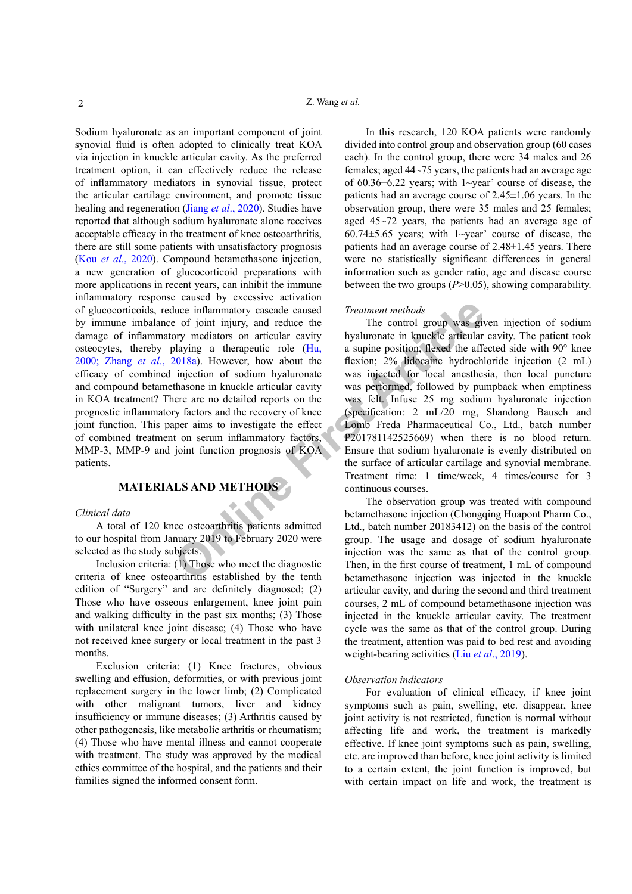Sodium hyaluronate as an important component of joint synovial fluid is often adopted to clinically treat KOA via injection in knuckle articular cavity. As the preferred treatment option, it can effectively reduce the release of inflammatory mediators in synovial tissue, protect the articular cartilage environment, and promote tissue healing and regeneration (Jiang *et al*., 2020). Studies have reported that although sodium hyaluronate alone receives acceptable efficacy in the treatment of knee osteoarthritis, there are still some patients with unsatisfactory prognosis (Kou *et al*., 2020). Compound betamethasone injection, a new generation of glucocorticoid preparations with more applications in recent years, can inhibit the immune inflammatory response caused by excessive activation of glucocorticoids, reduce inflammatory cascade caused by immune imbalance of joint injury, and reduce the damage of inflammatory mediators on articular cavity osteocytes, thereby playing a therapeutic role (Hu, 2000; Zhang *et al*., 2018a). However, how about the efficacy of combined injection of sodium hyaluronate and compound betamethasone in knuckle articular cavity in KOA treatment? There are no detailed reports on the prognostic inflammatory factors and the recovery of knee joint function. This paper aims to investigate the effect of combined treatment on serum inflammatory factors, MMP-3, MMP-9 and joint function prognosis of KOA patients.

## MATERIALS AND METHODS

### *Clinical data*

A total of 120 knee osteoarthritis patients admitted to our hospital from January 2019 to February 2020 were selected as the study subjects.

Inclusion criteria: (1) Those who meet the diagnostic criteria of knee osteoarthritis established by the tenth edition of "Surgery" and are definitely diagnosed; (2) Those who have osseous enlargement, knee joint pain and walking difficulty in the past six months; (3) Those with unilateral knee joint disease; (4) Those who have not received knee surgery or local treatment in the past 3 months.

Exclusion criteria: (1) Knee fractures, obvious swelling and effusion, deformities, or with previous joint replacement surgery in the lower limb; (2) Complicated with other malignant tumors, liver and kidney insufficiency or immune diseases; (3) Arthritis caused by other pathogenesis, like metabolic arthritis or rheumatism; (4) Those who have mental illness and cannot cooperate with treatment. The study was approved by the medical ethics committee of the hospital, and the patients and their families signed the informed consent form.

In this research, 120 KOA patients were randomly divided into control group and observation group (60 cases each). In the control group, there were 34 males and 26 females; aged 44~75 years, the patients had an average age of 60.36±6.22 years; with 1~year' course of disease, the patients had an average course of 2.45±1.06 years. In the observation group, there were 35 males and 25 females; aged 45~72 years, the patients had an average age of 60.74±5.65 years; with 1~year' course of disease, the patients had an average course of 2.48±1.45 years. There were no statistically significant differences in general information such as gender ratio, age and disease course between the two groups ($P$>0.05), showing comparability.

### *Treatment methods*

The control group was given injection of sodium hyaluronate in knuckle articular cavity. The patient took a supine position, flexed the affected side with 90° knee flexion; 2% lidocaine hydrochloride injection (2 mL) was injected for local anesthesia, then local puncture was performed, followed by pumpback when emptiness was felt. Infuse 25 mg sodium hyaluronate injection (specification: 2 mL/20 mg, Shandong Bausch and Lomb Freda Pharmaceutical Co., Ltd., batch number P201781142525669) when there is no blood return. Ensure that sodium hyaluronate is evenly distributed on the surface of articular cartilage and synovial membrane. Treatment time: 1 time/week, 4 times/course for 3 continuous courses.

The observation group was treated with compound betamethasone injection (Chongqing Huapont Pharm Co., Ltd., batch number 20183412) on the basis of the control group. The usage and dosage of sodium hyaluronate injection was the same as that of the control group. Then, in the first course of treatment, 1 mL of compound betamethasone injection was injected in the knuckle articular cavity, and during the second and third treatment courses, 2 mL of compound betamethasone injection was injected in the knuckle articular cavity. The treatment cycle was the same as that of the control group. During the treatment, attention was paid to bed rest and avoiding weight-bearing activities (Liu *et al*., 2019).

### *Observation indicators*

For evaluation of clinical efficacy, if knee joint symptoms such as pain, swelling, etc. disappear, knee joint activity is not restricted, function is normal without affecting life and work, the treatment is markedly effective. If knee joint symptoms such as pain, swelling, etc. are improved than before, knee joint activity is limited to a certain extent, the joint function is improved, but with certain impact on life and work, the treatment is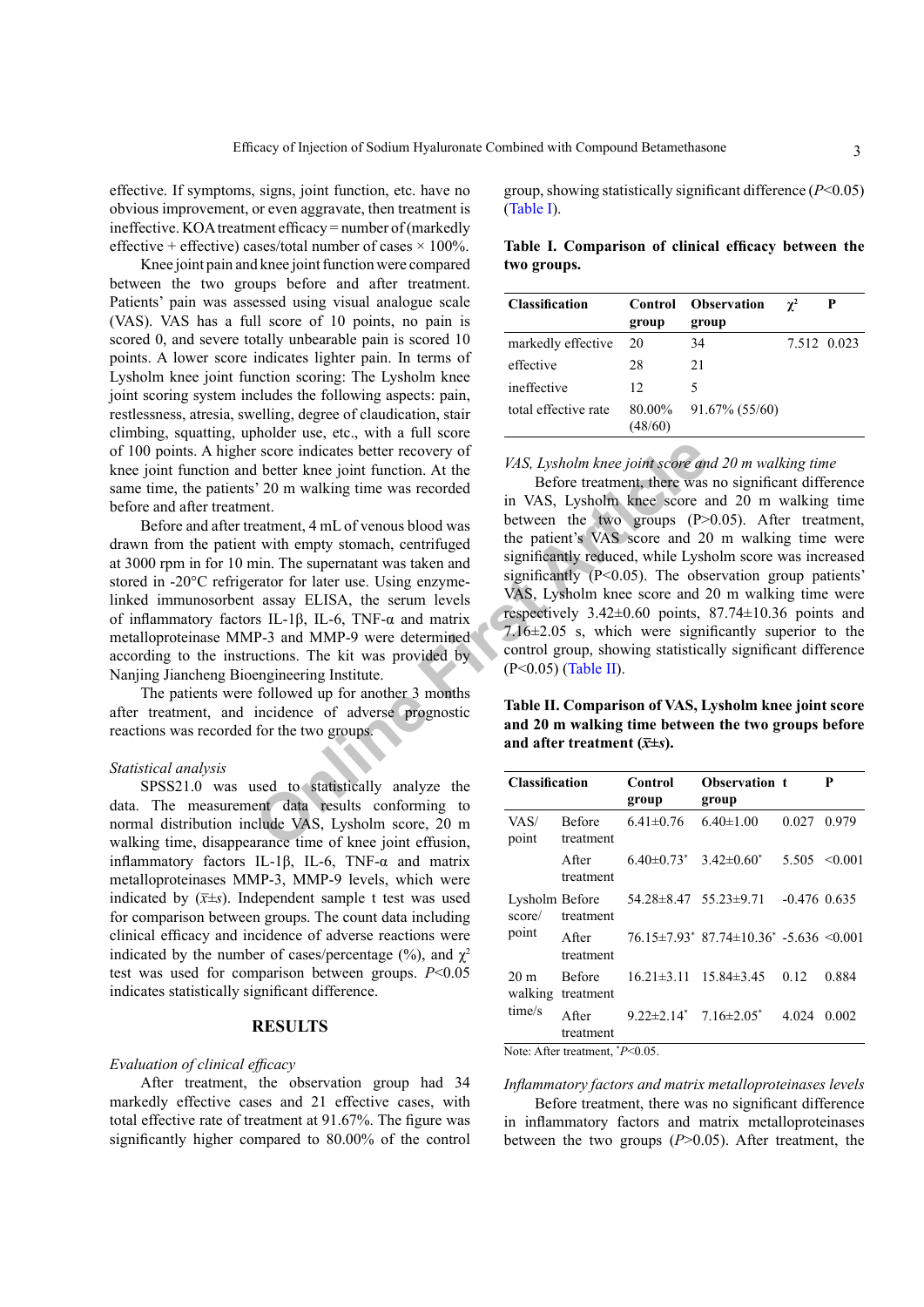effective. If symptoms, signs, joint function, etc. have no obvious improvement, or even aggravate, then treatment is ineffective. KOA treatment efficacy = number of (markedly effective + effective) cases/total number of cases × 100%.

Knee joint pain and knee joint function were compared between the two groups before and after treatment. Patients' pain was assessed using visual analogue scale (VAS). VAS has a full score of 10 points, no pain is scored 0, and severe totally unbearable pain is scored 10 points. A lower score indicates lighter pain. In terms of Lysholm knee joint function scoring: The Lysholm knee joint scoring system includes the following aspects: pain, restlessness, atresia, swelling, degree of claudication, stair climbing, squatting, upholder use, etc., with a full score of 100 points. A higher score indicates better recovery of knee joint function and better knee joint function. At the same time, the patients' 20 m walking time was recorded before and after treatment.

Before and after treatment, 4 mL of venous blood was drawn from the patient with empty stomach, centrifuged at 3000 rpm in for 10 min. The supernatant was taken and stored in -20°C refrigerator for later use. Using enzyme-linked immunosorbent assay ELISA, the serum levels of inflammatory factors IL-1β, IL-6, TNF-α and matrix metalloproteinase MMP-3 and MMP-9 were determined according to the instructions. The kit was provided by Nanjing Jiancheng Bioengineering Institute.

The patients were followed up for another 3 months after treatment, and incidence of adverse prognostic reactions was recorded for the two groups.

*Statistical analysis*

SPSS21.0 was used to statistically analyze the data. The measurement data results conforming to normal distribution include VAS, Lysholm score, 20 m walking time, disappearance time of knee joint effusion, inflammatory factors IL-1β, IL-6, TNF-α and matrix metalloproteinases MMP-3, MMP-9 levels, which were indicated by ($\bar{x}\pm s$). Independent sample t test was used for comparison between groups. The count data including clinical efficacy and incidence of adverse reactions were indicated by the number of cases/percentage (%), and $\chi^2$ test was used for comparison between groups. $P<0.05$ indicates statistically significant difference.

## RESULTS

*Evaluation of clinical efficacy*

After treatment, the observation group had 34 markedly effective cases and 21 effective cases, with total effective rate of treatment at 91.67%. The figure was significantly higher compared to 80.00% of the control group, showing statistically significant difference ($P<0.05$) (Table I).

**Table I. Comparison of clinical efficacy between the two groups.**

| Classification | Control group | Observation group | $\chi^2$ | P |
|---|---|---|---|---|
| markedly effective | 20 | 34 | 7.512 | 0.023 |
| effective | 28 | 21 | | |
| ineffective | 12 | 5 | | |
| total effective rate | 80.00% (48/60) | 91.67% (55/60) | | |

*VAS, Lysholm knee joint score and 20 m walking time*

Before treatment, there was no significant difference in VAS, Lysholm knee score and 20 m walking time between the two groups (P>0.05). After treatment, the patient's VAS score and 20 m walking time were significantly reduced, while Lysholm score was increased significantly (P<0.05). The observation group patients' VAS, Lysholm knee score and 20 m walking time were respectively 3.42±0.60 points, 87.74±10.36 points and 7.16±2.05 s, which were significantly superior to the control group, showing statistically significant difference (P<0.05) (Table II).

**Table II. Comparison of VAS, Lysholm knee joint score and 20 m walking time between the two groups before and after treatment ($\bar{x}\pm s$).**

| Classification | | Control group | Observation group | t | P |
|---|---|---|---|---|---|
| VAS/ point | Before treatment | 6.41±0.76 | 6.40±1.00 | 0.027 | 0.979 |
| | After treatment | 6.40±0.73* | 3.42±0.60* | 5.505 | <0.001 |
| Lysholm score/ point | Before treatment | 54.28±8.47 | 55.23±9.71 | -0.476 | 0.635 |
| | After treatment | 76.15±7.93* | 87.74±10.36* | -5.636 | <0.001 |
| 20 m walking time/s | Before treatment | 16.21±3.11 | 15.84±3.45 | 0.12 | 0.884 |
| | After treatment | 9.22±2.14* | 7.16±2.05* | 4.024 | 0.002 |

Note: After treatment, *$P<0.05$.

*Inflammatory factors and matrix metalloproteinases levels*

Before treatment, there was no significant difference in inflammatory factors and matrix metalloproteinases between the two groups ($P>0.05$). After treatment, the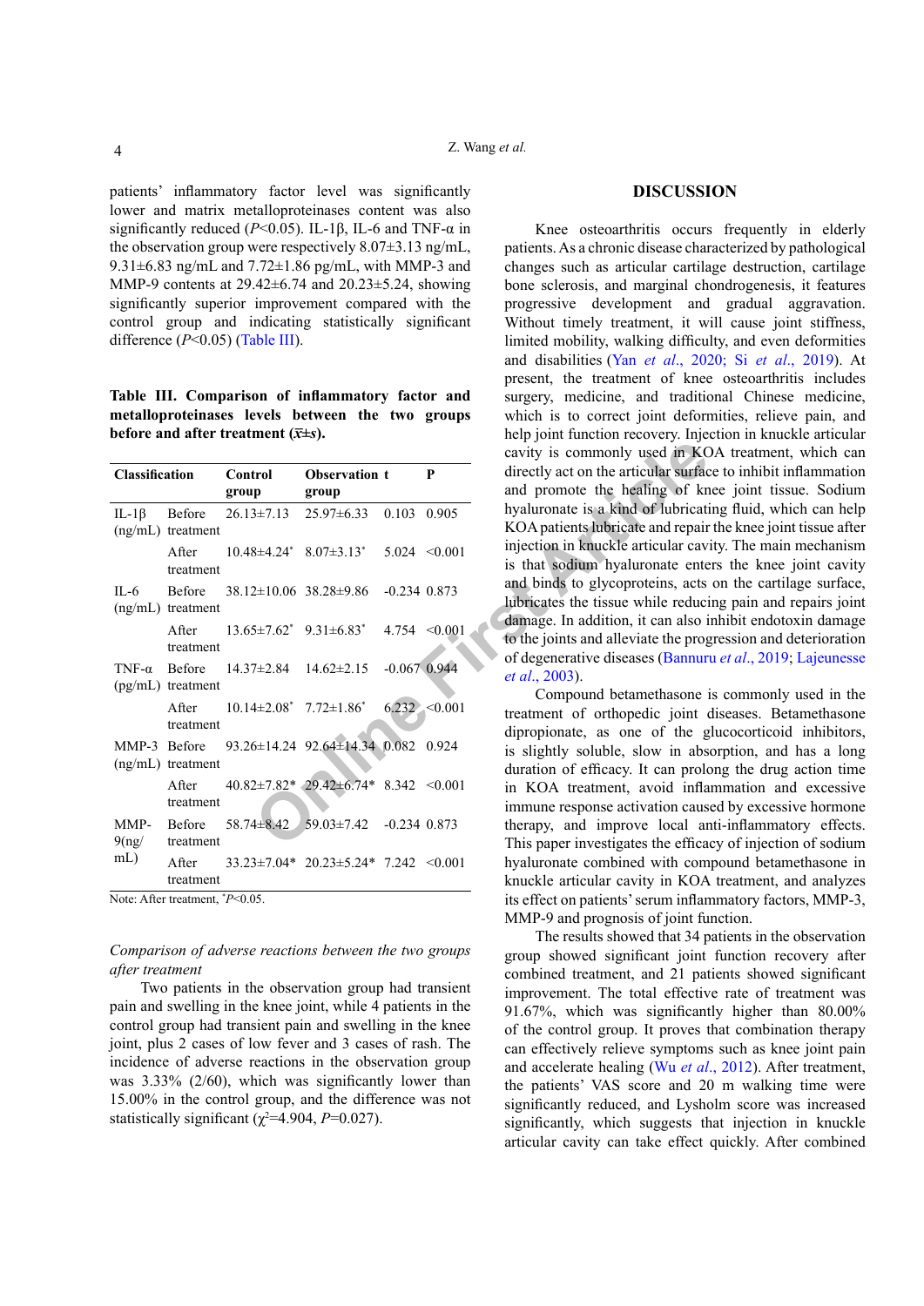patients' inflammatory factor level was significantly lower and matrix metalloproteinases content was also significantly reduced ($P$<0.05). IL-1β, IL-6 and TNF-α in the observation group were respectively 8.07±3.13 ng/mL, 9.31±6.83 ng/mL and 7.72±1.86 pg/mL, with MMP-3 and MMP-9 contents at 29.42±6.74 and 20.23±5.24, showing significantly superior improvement compared with the control group and indicating statistically significant difference ($P$<0.05) (Table III).

**Table III. Comparison of inflammatory factor and metalloproteinases levels between the two groups before and after treatment ($\bar{x}$±s).**

| Classification | | Control group | Observation group | t | P |
|---|---|---|---|---|---|
| IL-1β (ng/mL) | Before treatment | 26.13±7.13 | 25.97±6.33 | 0.103 | 0.905 |
| | After treatment | 10.48±4.24* | 8.07±3.13* | 5.024 | <0.001 |
| IL-6 (ng/mL) | Before treatment | 38.12±10.06 | 38.28±9.86 | -0.234 | 0.873 |
| | After treatment | 13.65±7.62* | 9.31±6.83* | 4.754 | <0.001 |
| TNF-α (pg/mL) | Before treatment | 14.37±2.84 | 14.62±2.15 | -0.067 | 0.944 |
| | After treatment | 10.14±2.08* | 7.72±1.86* | 6.232 | <0.001 |
| MMP-3 (ng/mL) | Before treatment | 93.26±14.24 | 92.64±14.34 | 0.082 | 0.924 |
| | After treatment | 40.82±7.82* | 29.42±6.74* | 8.342 | <0.001 |
| MMP-9(ng/mL) | Before treatment | 58.74±8.42 | 59.03±7.42 | -0.234 | 0.873 |
| | After treatment | 33.23±7.04* | 20.23±5.24* | 7.242 | <0.001 |

Note: After treatment, *$P$<0.05.

*Comparison of adverse reactions between the two groups after treatment*

Two patients in the observation group had transient pain and swelling in the knee joint, while 4 patients in the control group had transient pain and swelling in the knee joint, plus 2 cases of low fever and 3 cases of rash. The incidence of adverse reactions in the observation group was 3.33% (2/60), which was significantly lower than 15.00% in the control group, and the difference was not statistically significant ($\chi^2$=4.904, $P$=0.027).

## DISCUSSION

Knee osteoarthritis occurs frequently in elderly patients. As a chronic disease characterized by pathological changes such as articular cartilage destruction, cartilage bone sclerosis, and marginal chondrogenesis, it features progressive development and gradual aggravation. Without timely treatment, it will cause joint stiffness, limited mobility, walking difficulty, and even deformities and disabilities (Yan *et al*., 2020; Si *et al*., 2019). At present, the treatment of knee osteoarthritis includes surgery, medicine, and traditional Chinese medicine, which is to correct joint deformities, relieve pain, and help joint function recovery. Injection in knuckle articular cavity is commonly used in KOA treatment, which can directly act on the articular surface to inhibit inflammation and promote the healing of knee joint tissue. Sodium hyaluronate is a kind of lubricating fluid, which can help KOA patients lubricate and repair the knee joint tissue after injection in knuckle articular cavity. The main mechanism is that sodium hyaluronate enters the knee joint cavity and binds to glycoproteins, acts on the cartilage surface, lubricates the tissue while reducing pain and repairs joint damage. In addition, it can also inhibit endotoxin damage to the joints and alleviate the progression and deterioration of degenerative diseases (Bannuru *et al*., 2019; Lajeunesse *et al*., 2003).

Compound betamethasone is commonly used in the treatment of orthopedic joint diseases. Betamethasone dipropionate, as one of the glucocorticoid inhibitors, is slightly soluble, slow in absorption, and has a long duration of efficacy. It can prolong the drug action time in KOA treatment, avoid inflammation and excessive immune response activation caused by excessive hormone therapy, and improve local anti-inflammatory effects. This paper investigates the efficacy of injection of sodium hyaluronate combined with compound betamethasone in knuckle articular cavity in KOA treatment, and analyzes its effect on patients' serum inflammatory factors, MMP-3, MMP-9 and prognosis of joint function.

The results showed that 34 patients in the observation group showed significant joint function recovery after combined treatment, and 21 patients showed significant improvement. The total effective rate of treatment was 91.67%, which was significantly higher than 80.00% of the control group. It proves that combination therapy can effectively relieve symptoms such as knee joint pain and accelerate healing (Wu *et al*., 2012). After treatment, the patients' VAS score and 20 m walking time were significantly reduced, and Lysholm score was increased significantly, which suggests that injection in knuckle articular cavity can take effect quickly. After combined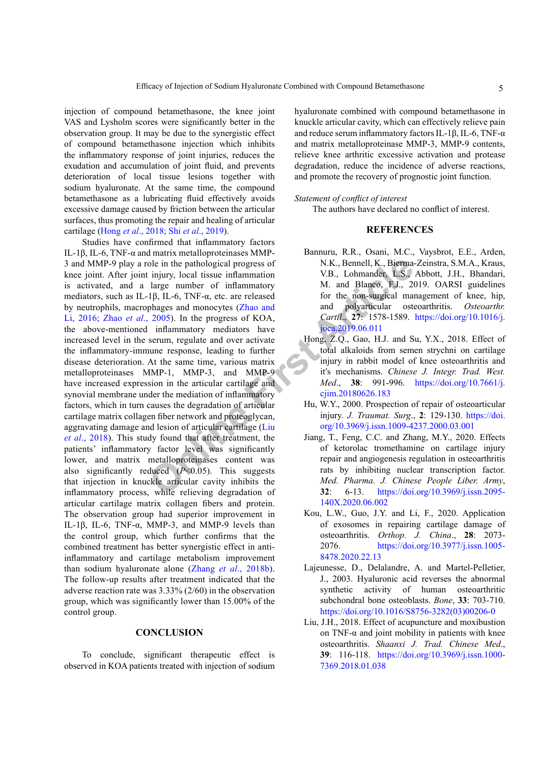injection of compound betamethasone, the knee joint VAS and Lysholm scores were significantly better in the observation group. It may be due to the synergistic effect of compound betamethasone injection which inhibits the inflammatory response of joint injuries, reduces the exudation and accumulation of joint fluid, and prevents deterioration of local tissue lesions together with sodium hyaluronate. At the same time, the compound betamethasone as a lubricating fluid effectively avoids excessive damage caused by friction between the articular surfaces, thus promoting the repair and healing of articular cartilage (Hong *et al*., 2018; Shi *et al*., 2019).

Studies have confirmed that inflammatory factors IL-1β, IL-6, TNF-α and matrix metalloproteinases MMP-3 and MMP-9 play a role in the pathological progress of knee joint. After joint injury, local tissue inflammation is activated, and a large number of inflammatory mediators, such as IL-1β, IL-6, TNF-α, etc. are released by neutrophils, macrophages and monocytes (Zhao and Li, 2016; Zhao *et al*., 2005). In the progress of KOA, the above-mentioned inflammatory mediators have increased level in the serum, regulate and over activate the inflammatory-immune response, leading to further disease deterioration. At the same time, various matrix metalloproteinases MMP-1, MMP-3, and MMP-9 have increased expression in the articular cartilage and synovial membrane under the mediation of inflammatory factors, which in turn causes the degradation of articular cartilage matrix collagen fiber network and proteoglycan, aggravating damage and lesion of articular cartilage (Liu *et al*., 2018). This study found that after treatment, the patients' inflammatory factor level was significantly lower, and matrix metalloproteinases content was also significantly reduced ($P<0.05$). This suggests that injection in knuckle articular cavity inhibits the inflammatory process, while relieving degradation of articular cartilage matrix collagen fibers and protein. The observation group had superior improvement in IL-1β, IL-6, TNF-α, MMP-3, and MMP-9 levels than the control group, which further confirms that the combined treatment has better synergistic effect in anti-inflammatory and cartilage matrix metabolism improvement than sodium hyaluronate alone (Zhang *et al*., 2018b). The follow-up results after treatment indicated that the adverse reaction rate was 3.33% (2/60) in the observation group, which was significantly lower than 15.00% of the control group.

## CONCLUSION

To conclude, significant therapeutic effect is observed in KOA patients treated with injection of sodium hyaluronate combined with compound betamethasone in knuckle articular cavity, which can effectively relieve pain and reduce serum inflammatory factors IL-1β, IL-6, TNF-α and matrix metalloproteinase MMP-3, MMP-9 contents, relieve knee arthritic excessive activation and protease degradation, reduce the incidence of adverse reactions, and promote the recovery of prognostic joint function.

*Statement of conflict of interest*

The authors have declared no conflict of interest.

## REFERENCES

Bannuru, R.R., Osani, M.C., Vaysbrot, E.E., Arden, N.K., Bennell, K., Bierma-Zeinstra, S.M.A., Kraus, V.B., Lohmander, L.S., Abbott, J.H., Bhandari, M. and Blanco, F.J., 2019. OARSI guidelines for the non-surgical management of knee, hip, and polyarticular osteoarthritis. *Osteoarthr. Cartil*., **27**: 1578-1589. https://doi.org/10.1016/j.joca.2019.06.011

Hong, Z.Q., Gao, H.J. and Su, Y.X., 2018. Effect of total alkaloids from semen strychni on cartilage injury in rabbit model of knee osteoarthritis and it's mechanisms. *Chinese J. Integr. Trad. West. Med*., **38**: 991-996. https://doi.org/10.7661/j.cjim.20180626.183

Hu, W.Y., 2000. Prospection of repair of osteoarticular injury. *J. Traumat. Surg*., **2**: 129-130. https://doi.org/10.3969/j.issn.1009-4237.2000.03.001

Jiang, T., Feng, C.C. and Zhang, M.Y., 2020. Effects of ketorolac tromethamine on cartilage injury repair and angiogenesis regulation in osteoarthritis rats by inhibiting nuclear transcription factor. *Med. Pharma. J. Chinese People Liber. Army*, **32**: 6-13. https://doi.org/10.3969/j.issn.2095-140X.2020.06.002

Kou, L.W., Guo, J.Y. and Li, F., 2020. Application of exosomes in repairing cartilage damage of osteoarthritis. *Orthop. J. China*., **28**: 2073-2076. https://doi.org/10.3977/j.issn.1005-8478.2020.22.13

Lajeunesse, D., Delalandre, A. and Martel-Pelletier, J., 2003. Hyaluronic acid reverses the abnormal synthetic activity of human osteoarthritis subchondral bone osteoblasts. *Bone*, **33**: 703-710. https://doi.org/10.1016/S8756-3282(03)00206-0

Liu, J.H., 2018. Effect of acupuncture and moxibustion on TNF-α and joint mobility in patients with knee osteoarthritis. *Shaanxi J. Trad. Chinese Med*., **39**: 116-118. https://doi.org/10.3969/j.issn.1000-7369.2018.01.038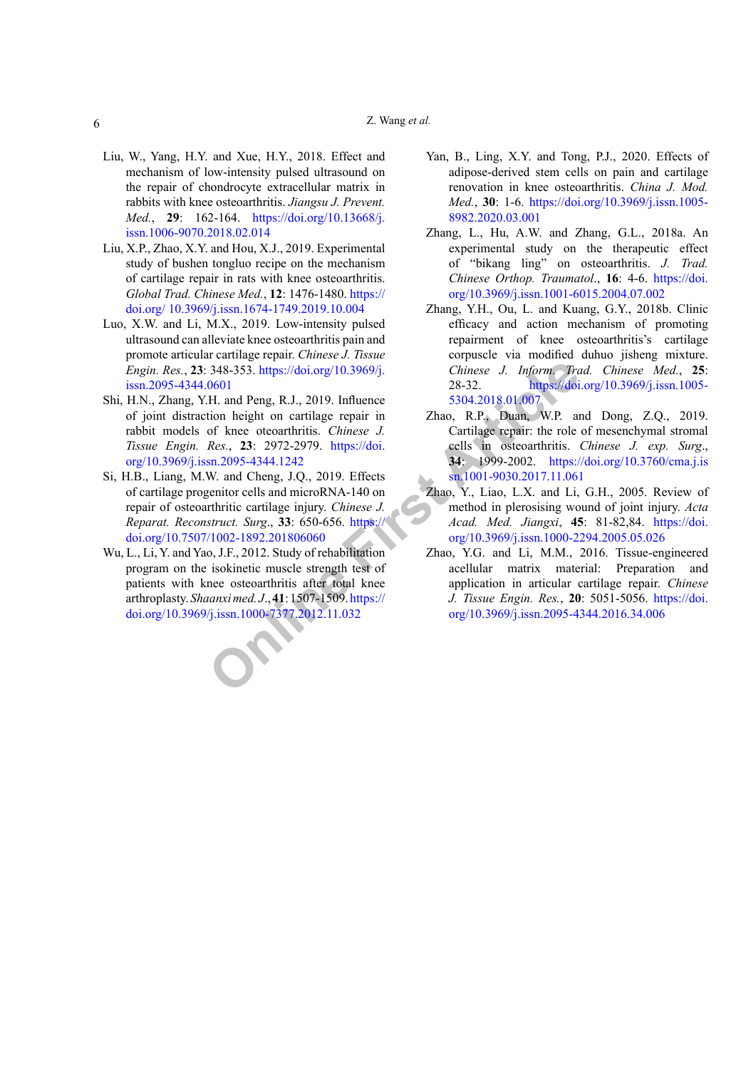Liu, W., Yang, H.Y. and Xue, H.Y., 2018. Effect and mechanism of low-intensity pulsed ultrasound on the repair of chondrocyte extracellular matrix in rabbits with knee osteoarthritis. *Jiangsu J. Prevent. Med.*, **29**: 162-164. https://doi.org/10.13668/j.issn.1006-9070.2018.02.014

Liu, X.P., Zhao, X.Y. and Hou, X.J., 2019. Experimental study of bushen tongluo recipe on the mechanism of cartilage repair in rats with knee osteoarthritis. *Global Trad. Chinese Med.*, **12**: 1476-1480. https://doi.org/ 10.3969/j.issn.1674-1749.2019.10.004

Luo, X.W. and Li, M.X., 2019. Low-intensity pulsed ultrasound can alleviate knee osteoarthritis pain and promote articular cartilage repair. *Chinese J. Tissue Engin. Res.*, **23**: 348-353. https://doi.org/10.3969/j.issn.2095-4344.0601

Shi, H.N., Zhang, Y.H. and Peng, R.J., 2019. Influence of joint distraction height on cartilage repair in rabbit models of knee oteoarthritis. *Chinese J. Tissue Engin. Res.*, **23**: 2972-2979. https://doi.org/10.3969/j.issn.2095-4344.1242

Si, H.B., Liang, M.W. and Cheng, J.Q., 2019. Effects of cartilage progenitor cells and microRNA-140 on repair of osteoarthritic cartilage injury. *Chinese J. Reparat. Reconstruct. Surg.*, **33**: 650-656. https://doi.org/10.7507/1002-1892.201806060

Wu, L., Li, Y. and Yao, J.F., 2012. Study of rehabilitation program on the isokinetic muscle strength test of patients with knee osteoarthritis after total knee arthroplasty. *Shaanxi med. J.*, **41**: 1507-1509. https://doi.org/10.3969/j.issn.1000-7377.2012.11.032

Yan, B., Ling, X.Y. and Tong, P.J., 2020. Effects of adipose-derived stem cells on pain and cartilage renovation in knee osteoarthritis. *China J. Mod. Med.*, **30**: 1-6. https://doi.org/10.3969/j.issn.1005-8982.2020.03.001

Zhang, L., Hu, A.W. and Zhang, G.L., 2018a. An experimental study on the therapeutic effect of "bikang ling" on osteoarthritis. *J. Trad. Chinese Orthop. Traumatol.*, **16**: 4-6. https://doi.org/10.3969/j.issn.1001-6015.2004.07.002

Zhang, Y.H., Ou, L. and Kuang, G.Y., 2018b. Clinic efficacy and action mechanism of promoting repairment of knee osteoarthritis's cartilage corpuscle via modified duhuo jisheng mixture. *Chinese J. Inform. Trad. Chinese Med.*, **25**: 28-32. https://doi.org/10.3969/j.issn.1005-5304.2018.01.007

Zhao, R.P., Duan, W.P. and Dong, Z.Q., 2019. Cartilage repair: the role of mesenchymal stromal cells in osteoarthritis. *Chinese J. exp. Surg.*, **34**: 1999-2002. https://doi.org/10.3760/cma.j.issn.1001-9030.2017.11.061

Zhao, Y., Liao, L.X. and Li, G.H., 2005. Review of method in plerosising wound of joint injury. *Acta Acad. Med. Jiangxi*, **45**: 81-82,84. https://doi.org/10.3969/j.issn.1000-2294.2005.05.026

Zhao, Y.G. and Li, M.M., 2016. Tissue-engineered acellular matrix material: Preparation and application in articular cartilage repair. *Chinese J. Tissue Engin. Res.*, **20**: 5051-5056. https://doi.org/10.3969/j.issn.2095-4344.2016.34.006